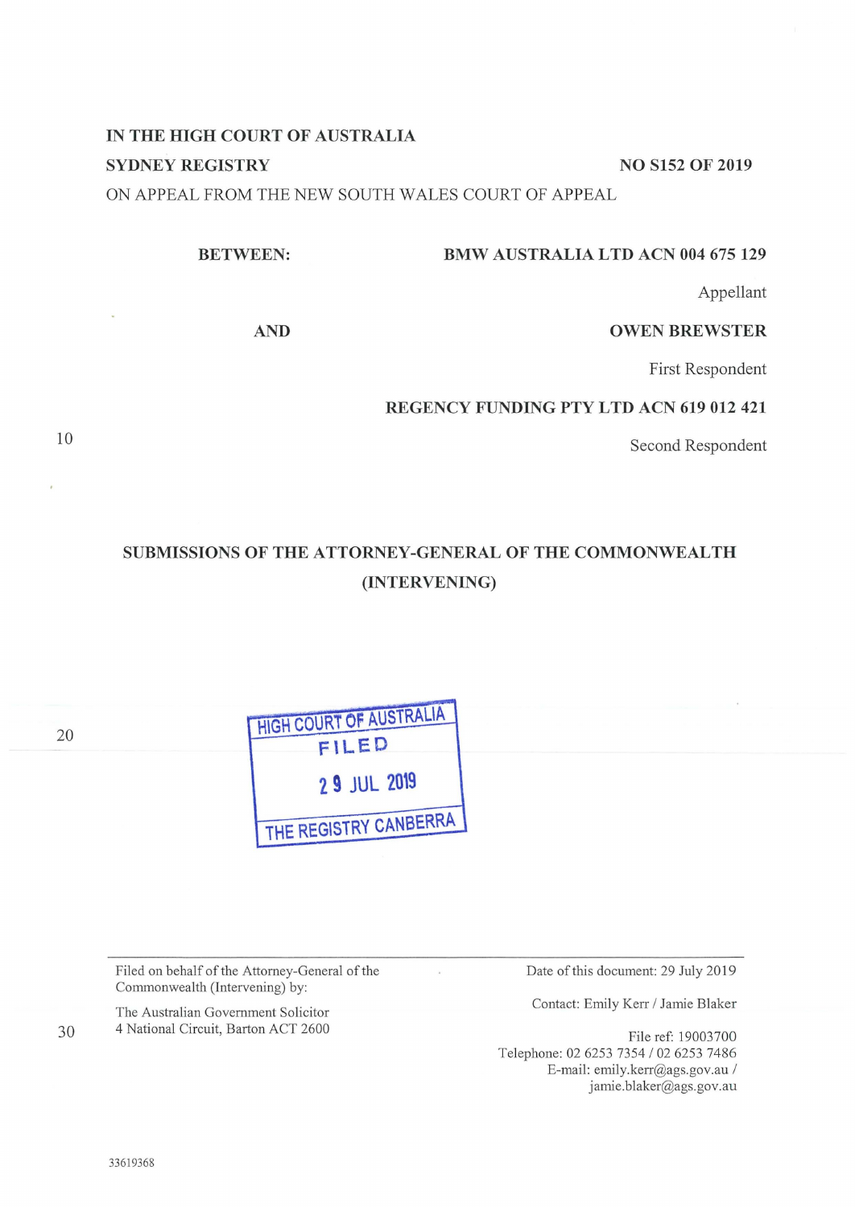**IN THE HIGH COURT OF AUSTRALIA**

**SYDNEY REGISTRY** **NO S152 OF 2019**

ON APPEAL FROM THE NEW SOUTH WALES COURT OF APPEAL

**BETWEEN:** **BMW AUSTRALIA LTD ACN 004 675 129**

Appellant

**AND** **OWEN BREWSTER**

First Respondent

**REGENCY FUNDING PTY LTD ACN 619 012 421**

Second Respondent

**SUBMISSIONS OF THE ATTORNEY-GENERAL OF THE COMMONWEALTH (INTERVENING)**

HIGH COURT OF AUSTRALIA
FILED
29 JUL 2019
THE REGISTRY CANBERRA

---

Filed on behalf of the Attorney-General of the Commonwealth (Intervening) by:

The Australian Government Solicitor
4 National Circuit, Barton ACT 2600

Date of this document: 29 July 2019

Contact: Emily Kerr / Jamie Blaker

File ref: 19003700
Telephone: 02 6253 7354 / 02 6253 7486
E-mail: emily.kerr@ags.gov.au / jamie.blaker@ags.gov.au

33619368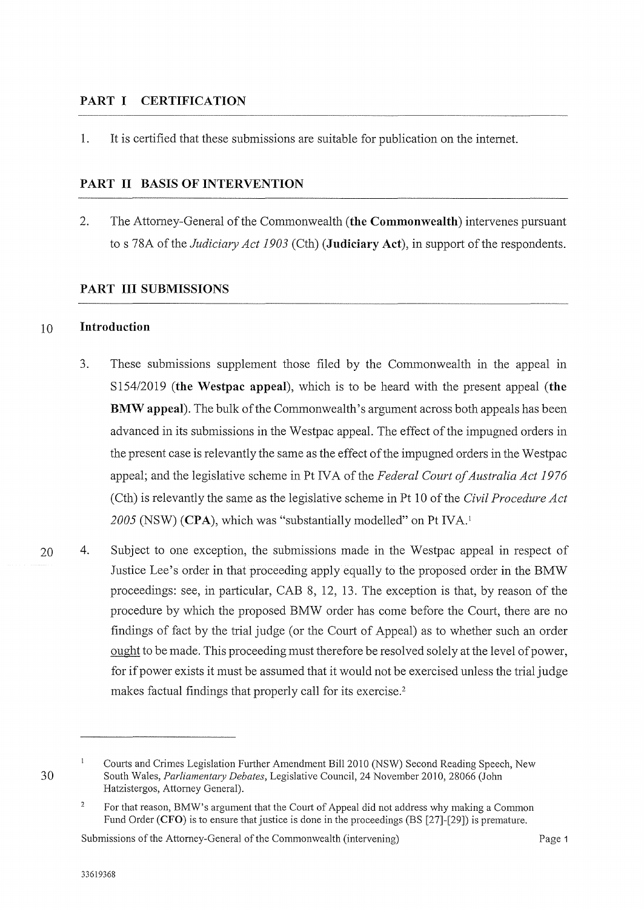## PART I CERTIFICATION

1. It is certified that these submissions are suitable for publication on the internet.

## PART II BASIS OF INTERVENTION

2. The Attorney-General of the Commonwealth (**the Commonwealth**) intervenes pursuant to s 78A of the *Judiciary Act 1903* (Cth) (**Judiciary Act**), in support of the respondents.

## PART III SUBMISSIONS

### Introduction

3. These submissions supplement those filed by the Commonwealth in the appeal in S154/2019 (**the Westpac appeal**), which is to be heard with the present appeal (**the BMW appeal**). The bulk of the Commonwealth's argument across both appeals has been advanced in its submissions in the Westpac appeal. The effect of the impugned orders in the present case is relevantly the same as the effect of the impugned orders in the Westpac appeal; and the legislative scheme in Pt IVA of the *Federal Court of Australia Act 1976* (Cth) is relevantly the same as the legislative scheme in Pt 10 of the *Civil Procedure Act 2005* (NSW) (**CPA**), which was "substantially modelled" on Pt IVA.[1]

4. Subject to one exception, the submissions made in the Westpac appeal in respect of Justice Lee's order in that proceeding apply equally to the proposed order in the BMW proceedings: see, in particular, CAB 8, 12, 13. The exception is that, by reason of the procedure by which the proposed BMW order has come before the Court, there are no findings of fact by the trial judge (or the Court of Appeal) as to whether such an order <u>ought</u> to be made. This proceeding must therefore be resolved solely at the level of power, for if power exists it must be assumed that it would not be exercised unless the trial judge makes factual findings that properly call for its exercise.[2]

---

[1] Courts and Crimes Legislation Further Amendment Bill 2010 (NSW) Second Reading Speech, New South Wales, *Parliamentary Debates*, Legislative Council, 24 November 2010, 28066 (John Hatzistergos, Attorney General).

[2] For that reason, BMW's argument that the Court of Appeal did not address why making a Common Fund Order (**CFO**) is to ensure that justice is done in the proceedings (BS [27]-[29]) is premature.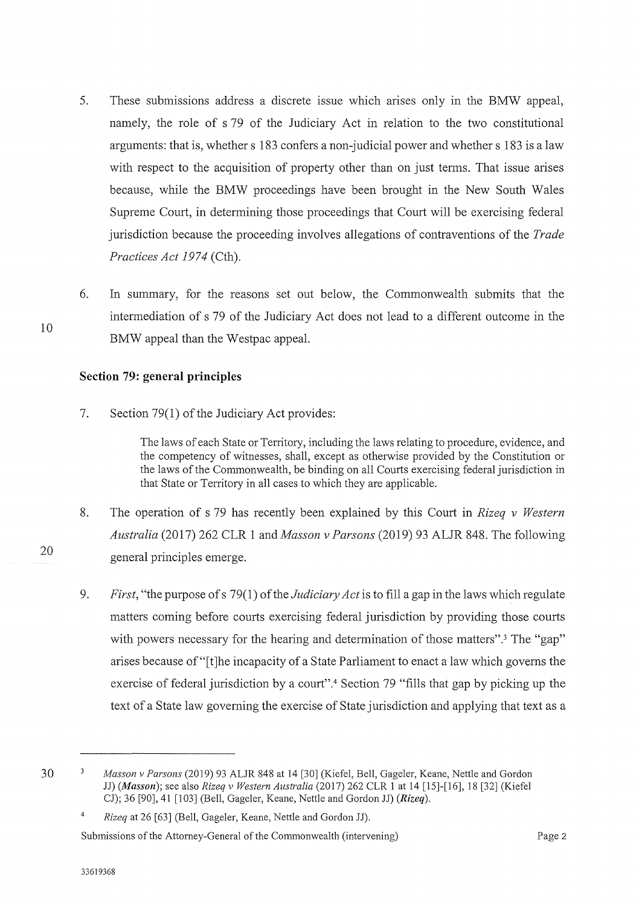5. These submissions address a discrete issue which arises only in the BMW appeal, namely, the role of s 79 of the Judiciary Act in relation to the two constitutional arguments: that is, whether s 183 confers a non-judicial power and whether s 183 is a law with respect to the acquisition of property other than on just terms. That issue arises because, while the BMW proceedings have been brought in the New South Wales Supreme Court, in determining those proceedings that Court will be exercising federal jurisdiction because the proceeding involves allegations of contraventions of the *Trade Practices Act 1974* (Cth).

6. In summary, for the reasons set out below, the Commonwealth submits that the intermediation of s 79 of the Judiciary Act does not lead to a different outcome in the BMW appeal than the Westpac appeal.

## Section 79: general principles

7. Section 79(1) of the Judiciary Act provides:

> The laws of each State or Territory, including the laws relating to procedure, evidence, and the competency of witnesses, shall, except as otherwise provided by the Constitution or the laws of the Commonwealth, be binding on all Courts exercising federal jurisdiction in that State or Territory in all cases to which they are applicable.

8. The operation of s 79 has recently been explained by this Court in *Rizeq v Western Australia* (2017) 262 CLR 1 and *Masson v Parsons* (2019) 93 ALJR 848. The following general principles emerge.

9. *First*, "the purpose of s 79(1) of the *Judiciary Act* is to fill a gap in the laws which regulate matters coming before courts exercising federal jurisdiction by providing those courts with powers necessary for the hearing and determination of those matters".[3] The "gap" arises because of "[t]he incapacity of a State Parliament to enact a law which governs the exercise of federal jurisdiction by a court".[4] Section 79 "fills that gap by picking up the text of a State law governing the exercise of State jurisdiction and applying that text as a

---

[3] *Masson v Parsons* (2019) 93 ALJR 848 at 14 [30] (Kiefel, Bell, Gageler, Keane, Nettle and Gordon JJ) (***Masson***); see also *Rizeq v Western Australia* (2017) 262 CLR 1 at 14 [15]-[16], 18 [32] (Kiefel CJ); 36 [90], 41 [103] (Bell, Gageler, Keane, Nettle and Gordon JJ) (***Rizeq***).

[4] *Rizeq* at 26 [63] (Bell, Gageler, Keane, Nettle and Gordon JJ).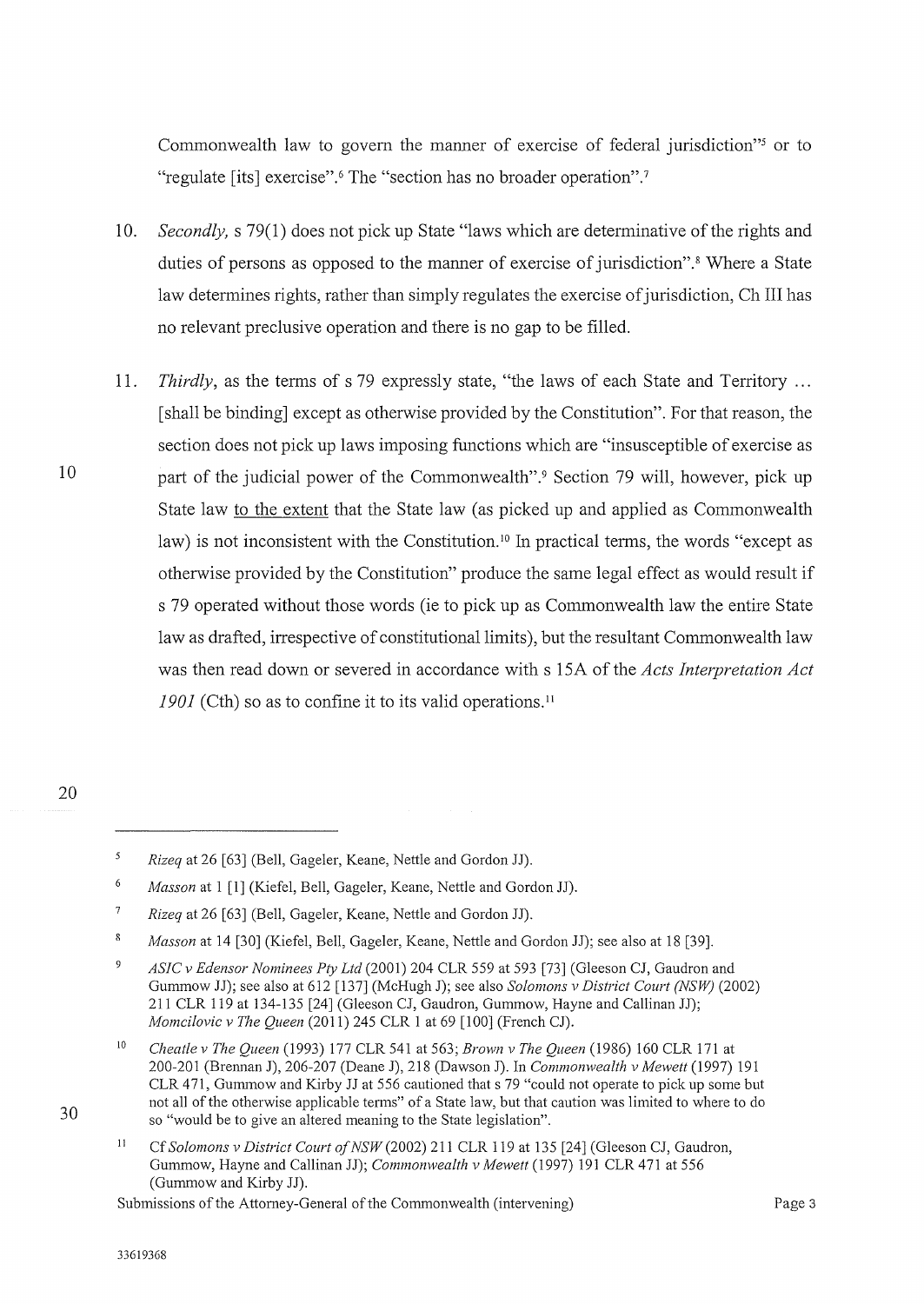Commonwealth law to govern the manner of exercise of federal jurisdiction"[5] or to "regulate [its] exercise".[6] The "section has no broader operation".[7]

10. *Secondly,* s 79(1) does not pick up State "laws which are determinative of the rights and duties of persons as opposed to the manner of exercise of jurisdiction".[8] Where a State law determines rights, rather than simply regulates the exercise of jurisdiction, Ch III has no relevant preclusive operation and there is no gap to be filled.

11. *Thirdly*, as the terms of s 79 expressly state, "the laws of each State and Territory ... [shall be binding] except as otherwise provided by the Constitution". For that reason, the section does not pick up laws imposing functions which are "insusceptible of exercise as part of the judicial power of the Commonwealth".[9] Section 79 will, however, pick up State law <u>to the extent</u> that the State law (as picked up and applied as Commonwealth law) is not inconsistent with the Constitution.[10] In practical terms, the words "except as otherwise provided by the Constitution" produce the same legal effect as would result if s 79 operated without those words (ie to pick up as Commonwealth law the entire State law as drafted, irrespective of constitutional limits), but the resultant Commonwealth law was then read down or severed in accordance with s 15A of the *Acts Interpretation Act 1901* (Cth) so as to confine it to its valid operations.[11]

---

[5] *Rizeq* at 26 [63] (Bell, Gageler, Keane, Nettle and Gordon JJ).

[6] *Masson* at 1 [1] (Kiefel, Bell, Gageler, Keane, Nettle and Gordon JJ).

[7] *Rizeq* at 26 [63] (Bell, Gageler, Keane, Nettle and Gordon JJ).

[8] *Masson* at 14 [30] (Kiefel, Bell, Gageler, Keane, Nettle and Gordon JJ); see also at 18 [39].

[9] *ASIC v Edensor Nominees Pty Ltd* (2001) 204 CLR 559 at 593 [73] (Gleeson CJ, Gaudron and Gummow JJ); see also at 612 [137] (McHugh J); see also *Solomons v District Court (NSW)* (2002) 211 CLR 119 at 134-135 [24] (Gleeson CJ, Gaudron, Gummow, Hayne and Callinan JJ); *Momcilovic v The Queen* (2011) 245 CLR 1 at 69 [100] (French CJ).

[10] *Cheatle v The Queen* (1993) 177 CLR 541 at 563; *Brown v The Queen* (1986) 160 CLR 171 at 200-201 (Brennan J), 206-207 (Deane J), 218 (Dawson J). In *Commonwealth v Mewett* (1997) 191 CLR 471, Gummow and Kirby JJ at 556 cautioned that s 79 "could not operate to pick up some but not all of the otherwise applicable terms" of a State law, but that caution was limited to where to do so "would be to give an altered meaning to the State legislation".

[11] Cf *Solomons v District Court of NSW* (2002) 211 CLR 119 at 135 [24] (Gleeson CJ, Gaudron, Gummow, Hayne and Callinan JJ); *Commonwealth v Mewett* (1997) 191 CLR 471 at 556 (Gummow and Kirby JJ).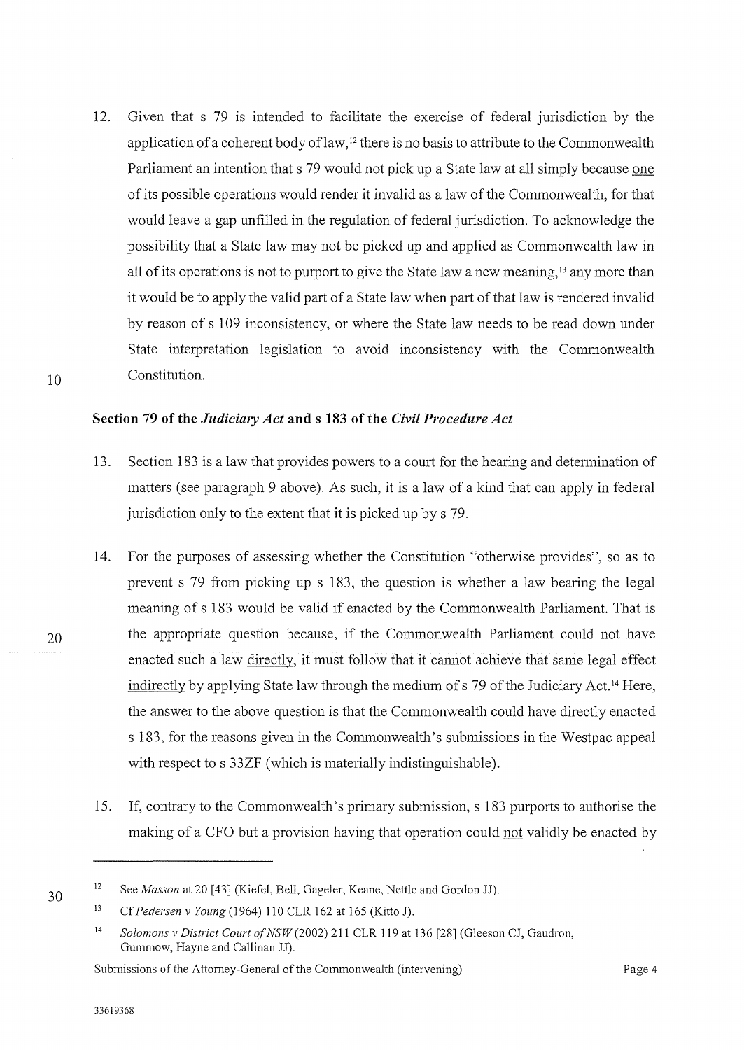12. Given that s 79 is intended to facilitate the exercise of federal jurisdiction by the application of a coherent body of law,[12] there is no basis to attribute to the Commonwealth Parliament an intention that s 79 would not pick up a State law at all simply because one of its possible operations would render it invalid as a law of the Commonwealth, for that would leave a gap unfilled in the regulation of federal jurisdiction. To acknowledge the possibility that a State law may not be picked up and applied as Commonwealth law in all of its operations is not to purport to give the State law a new meaning,[13] any more than it would be to apply the valid part of a State law when part of that law is rendered invalid by reason of s 109 inconsistency, or where the State law needs to be read down under State interpretation legislation to avoid inconsistency with the Commonwealth Constitution.

### Section 79 of the *Judiciary Act* and s 183 of the *Civil Procedure Act*

13. Section 183 is a law that provides powers to a court for the hearing and determination of matters (see paragraph 9 above). As such, it is a law of a kind that can apply in federal jurisdiction only to the extent that it is picked up by s 79.

14. For the purposes of assessing whether the Constitution "otherwise provides", so as to prevent s 79 from picking up s 183, the question is whether a law bearing the legal meaning of s 183 would be valid if enacted by the Commonwealth Parliament. That is the appropriate question because, if the Commonwealth Parliament could not have enacted such a law directly, it must follow that it cannot achieve that same legal effect indirectly by applying State law through the medium of s 79 of the Judiciary Act.[14] Here, the answer to the above question is that the Commonwealth could have directly enacted s 183, for the reasons given in the Commonwealth's submissions in the Westpac appeal with respect to s 33ZF (which is materially indistinguishable).

15. If, contrary to the Commonwealth's primary submission, s 183 purports to authorise the making of a CFO but a provision having that operation could not validly be enacted by

---

[12] See *Masson* at 20 [43] (Kiefel, Bell, Gageler, Keane, Nettle and Gordon JJ).

[13] Cf *Pedersen v Young* (1964) 110 CLR 162 at 165 (Kitto J).

[14] *Solomons v District Court of NSW* (2002) 211 CLR 119 at 136 [28] (Gleeson CJ, Gaudron, Gummow, Hayne and Callinan JJ).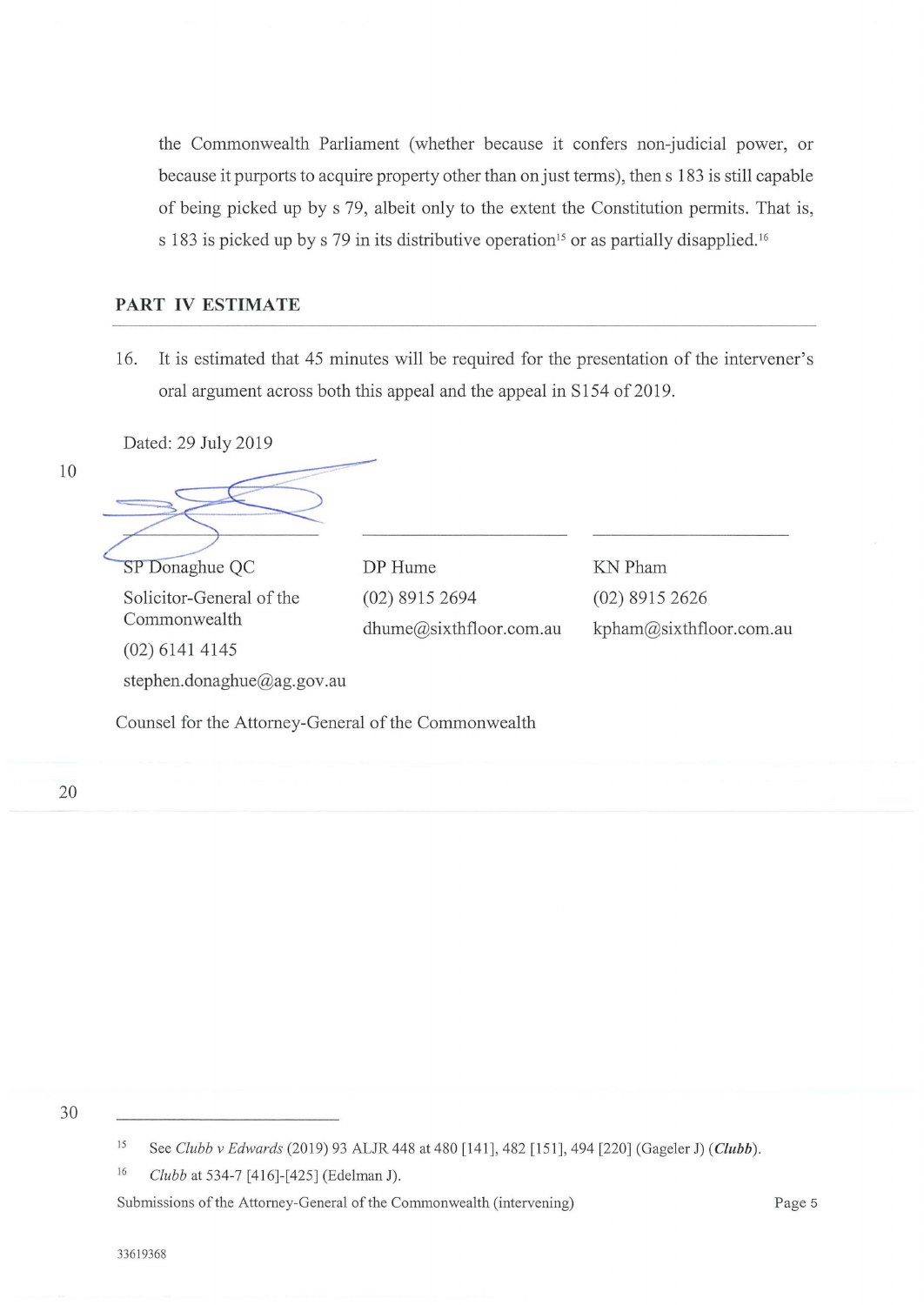the Commonwealth Parliament (whether because it confers non-judicial power, or because it purports to acquire property other than on just terms), then s 183 is still capable of being picked up by s 79, albeit only to the extent the Constitution permits. That is, s 183 is picked up by s 79 in its distributive operation[15] or as partially disapplied.[16]

## PART IV ESTIMATE

16. It is estimated that 45 minutes will be required for the presentation of the intervener's oral argument across both this appeal and the appeal in S154 of 2019.

Dated: 29 July 2019

| | | |
|---|---|---|
| SP Donaghue QC | DP Hume | KN Pham |
| Solicitor-General of the Commonwealth | (02) 8915 2694 | (02) 8915 2626 |
| (02) 6141 4145 | dhume@sixthfloor.com.au | kpham@sixthfloor.com.au |
| stephen.donaghue@ag.gov.au | | |

Counsel for the Attorney-General of the Commonwealth

---

[15] See *Clubb v Edwards* (2019) 93 ALJR 448 at 480 [141], 482 [151], 494 [220] (Gageler J) (***Clubb***).

[16] *Clubb* at 534-7 [416]-[425] (Edelman J).

Submissions of the Attorney-General of the Commonwealth (intervening)

33619368